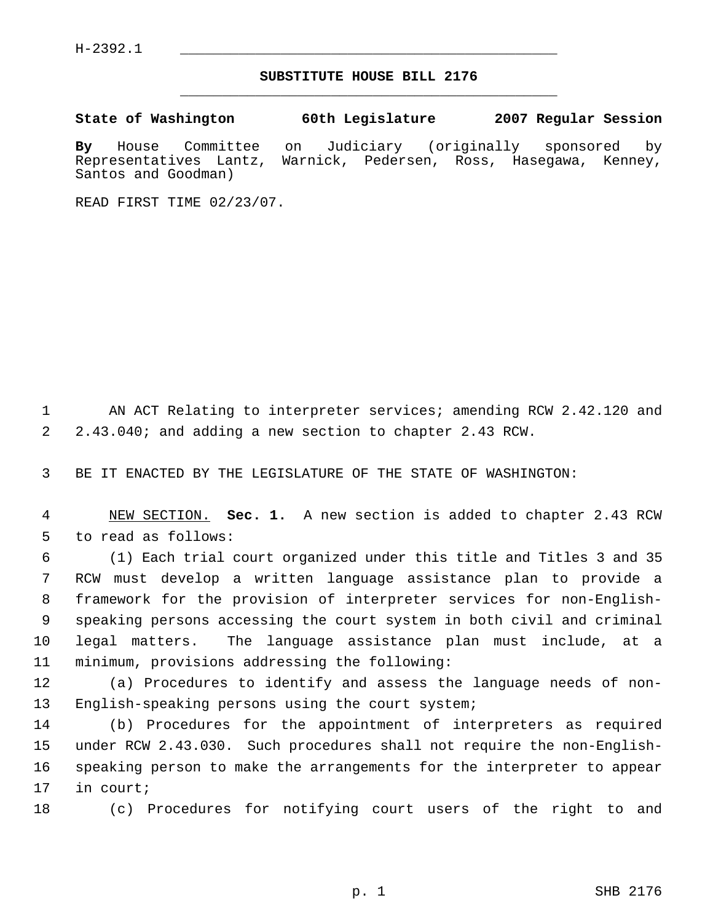H-2392.1

# SUBSTITUTE HOUSE BILL 2176

**State of Washington 60th Legislature 2007 Regular Session**

**By** House Committee on Judiciary (originally sponsored by Representatives Lantz, Warnick, Pedersen, Ross, Hasegawa, Kenney, Santos and Goodman)

READ FIRST TIME 02/23/07.

AN ACT Relating to interpreter services; amending RCW 2.42.120 and 2.43.040; and adding a new section to chapter 2.43 RCW.

BE IT ENACTED BY THE LEGISLATURE OF THE STATE OF WASHINGTON:

NEW SECTION. **Sec. 1.** A new section is added to chapter 2.43 RCW to read as follows:

(1) Each trial court organized under this title and Titles 3 and 35 RCW must develop a written language assistance plan to provide a framework for the provision of interpreter services for non-English-speaking persons accessing the court system in both civil and criminal legal matters. The language assistance plan must include, at a minimum, provisions addressing the following:

(a) Procedures to identify and assess the language needs of non-English-speaking persons using the court system;

(b) Procedures for the appointment of interpreters as required under RCW 2.43.030. Such procedures shall not require the non-English-speaking person to make the arrangements for the interpreter to appear in court;

(c) Procedures for notifying court users of the right to and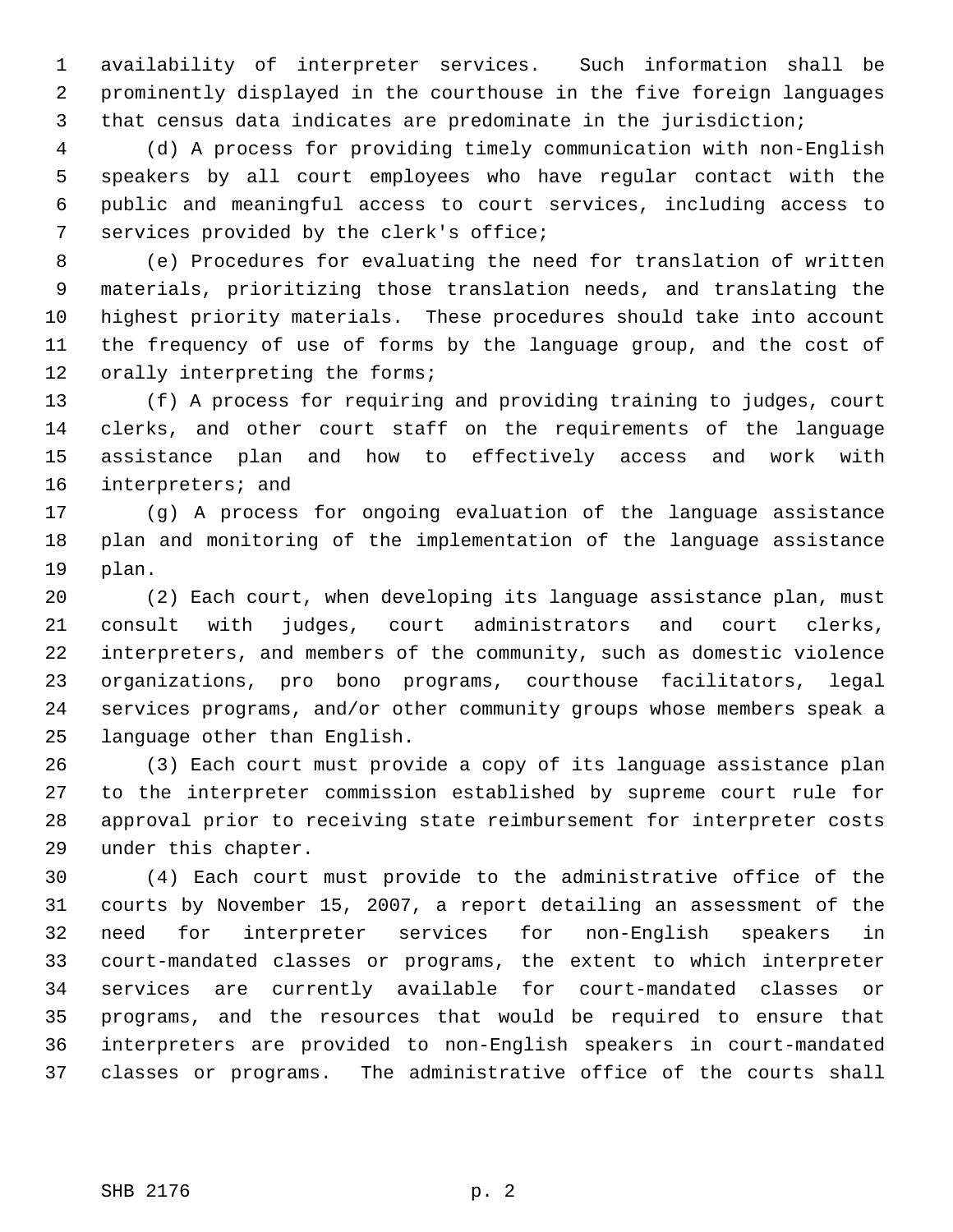availability of interpreter services. Such information shall be prominently displayed in the courthouse in the five foreign languages that census data indicates are predominate in the jurisdiction;

(d) A process for providing timely communication with non-English speakers by all court employees who have regular contact with the public and meaningful access to court services, including access to services provided by the clerk's office;

(e) Procedures for evaluating the need for translation of written materials, prioritizing those translation needs, and translating the highest priority materials. These procedures should take into account the frequency of use of forms by the language group, and the cost of orally interpreting the forms;

(f) A process for requiring and providing training to judges, court clerks, and other court staff on the requirements of the language assistance plan and how to effectively access and work with interpreters; and

(g) A process for ongoing evaluation of the language assistance plan and monitoring of the implementation of the language assistance plan.

(2) Each court, when developing its language assistance plan, must consult with judges, court administrators and court clerks, interpreters, and members of the community, such as domestic violence organizations, pro bono programs, courthouse facilitators, legal services programs, and/or other community groups whose members speak a language other than English.

(3) Each court must provide a copy of its language assistance plan to the interpreter commission established by supreme court rule for approval prior to receiving state reimbursement for interpreter costs under this chapter.

(4) Each court must provide to the administrative office of the courts by November 15, 2007, a report detailing an assessment of the need for interpreter services for non-English speakers in court-mandated classes or programs, the extent to which interpreter services are currently available for court-mandated classes or programs, and the resources that would be required to ensure that interpreters are provided to non-English speakers in court-mandated classes or programs. The administrative office of the courts shall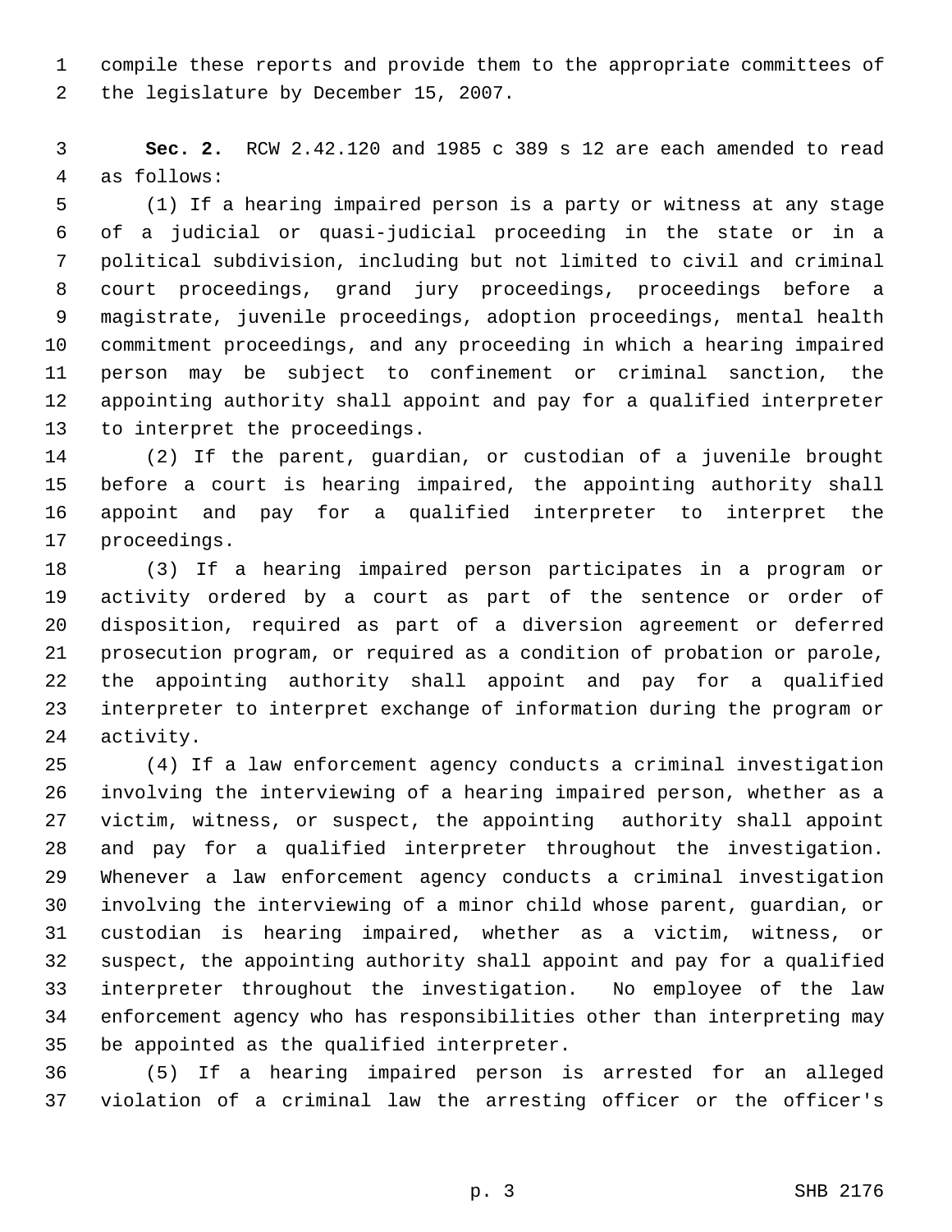compile these reports and provide them to the appropriate committees of the legislature by December 15, 2007.

**Sec. 2.** RCW 2.42.120 and 1985 c 389 s 12 are each amended to read as follows:

(1) If a hearing impaired person is a party or witness at any stage of a judicial or quasi-judicial proceeding in the state or in a political subdivision, including but not limited to civil and criminal court proceedings, grand jury proceedings, proceedings before a magistrate, juvenile proceedings, adoption proceedings, mental health commitment proceedings, and any proceeding in which a hearing impaired person may be subject to confinement or criminal sanction, the appointing authority shall appoint and pay for a qualified interpreter to interpret the proceedings.

(2) If the parent, guardian, or custodian of a juvenile brought before a court is hearing impaired, the appointing authority shall appoint and pay for a qualified interpreter to interpret the proceedings.

(3) If a hearing impaired person participates in a program or activity ordered by a court as part of the sentence or order of disposition, required as part of a diversion agreement or deferred prosecution program, or required as a condition of probation or parole, the appointing authority shall appoint and pay for a qualified interpreter to interpret exchange of information during the program or activity.

(4) If a law enforcement agency conducts a criminal investigation involving the interviewing of a hearing impaired person, whether as a victim, witness, or suspect, the appointing authority shall appoint and pay for a qualified interpreter throughout the investigation. Whenever a law enforcement agency conducts a criminal investigation involving the interviewing of a minor child whose parent, guardian, or custodian is hearing impaired, whether as a victim, witness, or suspect, the appointing authority shall appoint and pay for a qualified interpreter throughout the investigation. No employee of the law enforcement agency who has responsibilities other than interpreting may be appointed as the qualified interpreter.

(5) If a hearing impaired person is arrested for an alleged violation of a criminal law the arresting officer or the officer's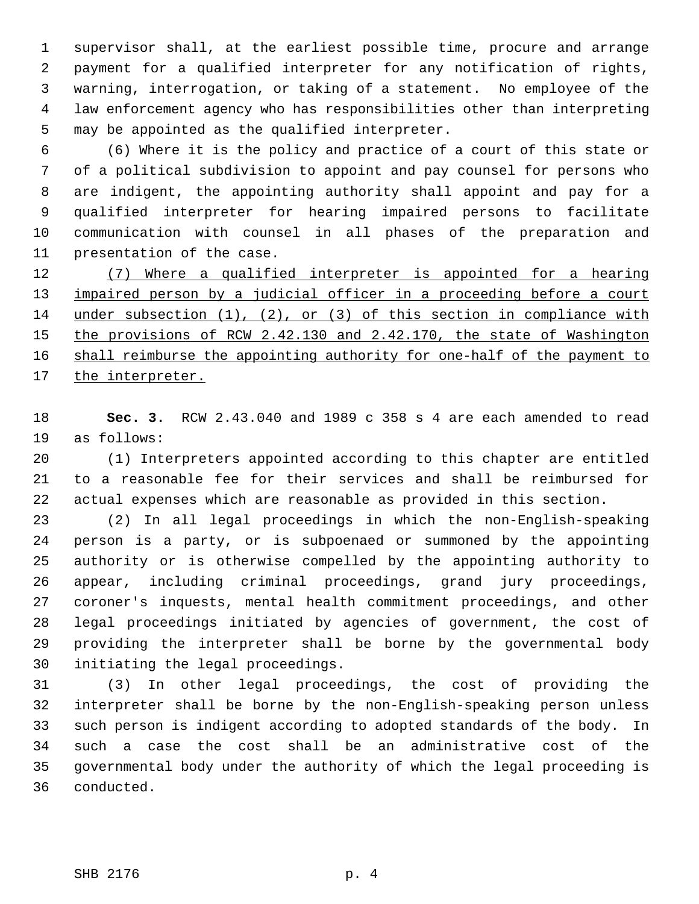supervisor shall, at the earliest possible time, procure and arrange payment for a qualified interpreter for any notification of rights, warning, interrogation, or taking of a statement. No employee of the law enforcement agency who has responsibilities other than interpreting may be appointed as the qualified interpreter.

(6) Where it is the policy and practice of a court of this state or of a political subdivision to appoint and pay counsel for persons who are indigent, the appointing authority shall appoint and pay for a qualified interpreter for hearing impaired persons to facilitate communication with counsel in all phases of the preparation and presentation of the case.

<u>(7) Where a qualified interpreter is appointed for a hearing impaired person by a judicial officer in a proceeding before a court under subsection (1), (2), or (3) of this section in compliance with the provisions of RCW 2.42.130 and 2.42.170, the state of Washington shall reimburse the appointing authority for one-half of the payment to the interpreter.</u>

**Sec. 3.** RCW 2.43.040 and 1989 c 358 s 4 are each amended to read as follows:

(1) Interpreters appointed according to this chapter are entitled to a reasonable fee for their services and shall be reimbursed for actual expenses which are reasonable as provided in this section.

(2) In all legal proceedings in which the non-English-speaking person is a party, or is subpoenaed or summoned by the appointing authority or is otherwise compelled by the appointing authority to appear, including criminal proceedings, grand jury proceedings, coroner's inquests, mental health commitment proceedings, and other legal proceedings initiated by agencies of government, the cost of providing the interpreter shall be borne by the governmental body initiating the legal proceedings.

(3) In other legal proceedings, the cost of providing the interpreter shall be borne by the non-English-speaking person unless such person is indigent according to adopted standards of the body. In such a case the cost shall be an administrative cost of the governmental body under the authority of which the legal proceeding is conducted.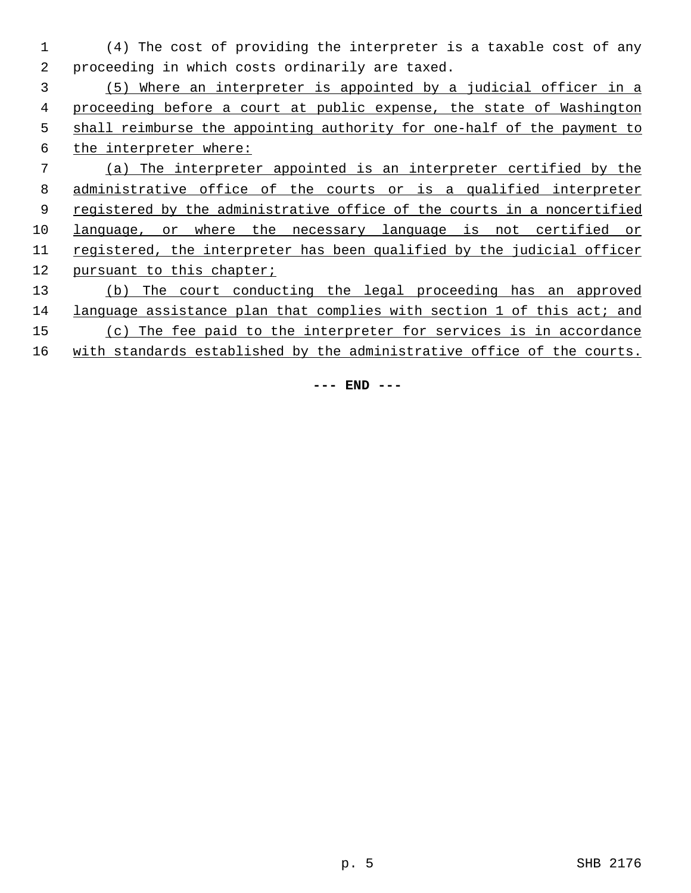(4) The cost of providing the interpreter is a taxable cost of any proceeding in which costs ordinarily are taxed.

<u>(5) Where an interpreter is appointed by a judicial officer in a proceeding before a court at public expense, the state of Washington shall reimburse the appointing authority for one-half of the payment to the interpreter where:</u>

<u>(a) The interpreter appointed is an interpreter certified by the administrative office of the courts or is a qualified interpreter registered by the administrative office of the courts in a noncertified language, or where the necessary language is not certified or registered, the interpreter has been qualified by the judicial officer pursuant to this chapter;</u>

<u>(b) The court conducting the legal proceeding has an approved language assistance plan that complies with section 1 of this act; and</u>

<u>(c) The fee paid to the interpreter for services is in accordance with standards established by the administrative office of the courts.</u>

**--- END ---**